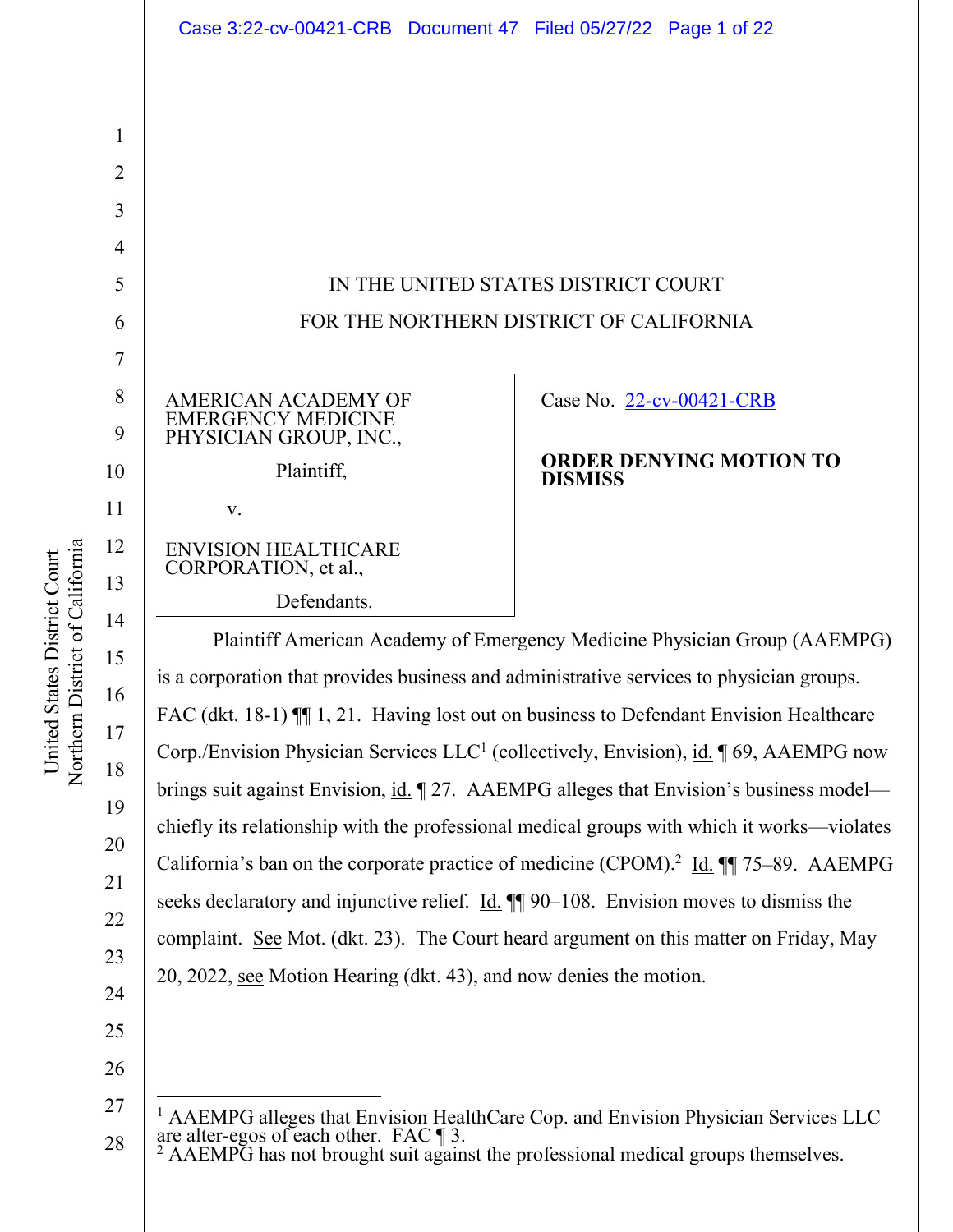IN THE UNITED STATES DISTRICT COURT

FOR THE NORTHERN DISTRICT OF CALIFORNIA

AMERICAN ACADEMY OF EMERGENCY MEDICINE PHYSICIAN GROUP, INC.,

Plaintiff,

v.

ENVISION HEALTHCARE CORPORATION, et al.,

Defendants.

Case No. 22-cv-00421-CRB

**ORDER DENYING MOTION TO DISMISS**

Plaintiff American Academy of Emergency Medicine Physician Group (AAEMPG) is a corporation that provides business and administrative services to physician groups. FAC (dkt. 18-1) ¶¶ 1, 21. Having lost out on business to Defendant Envision Healthcare Corp./Envision Physician Services LLC[1] (collectively, Envision), id. ¶ 69, AAEMPG now brings suit against Envision, id. ¶ 27. AAEMPG alleges that Envision's business model—chiefly its relationship with the professional medical groups with which it works—violates California's ban on the corporate practice of medicine (CPOM).[2] Id. ¶¶ 75–89. AAEMPG seeks declaratory and injunctive relief. Id. ¶¶ 90–108. Envision moves to dismiss the complaint. See Mot. (dkt. 23). The Court heard argument on this matter on Friday, May 20, 2022, see Motion Hearing (dkt. 43), and now denies the motion.

---

[1] AAEMPG alleges that Envision HealthCare Cop. and Envision Physician Services LLC are alter-egos of each other. FAC ¶ 3.

[2] AAEMPG has not brought suit against the professional medical groups themselves.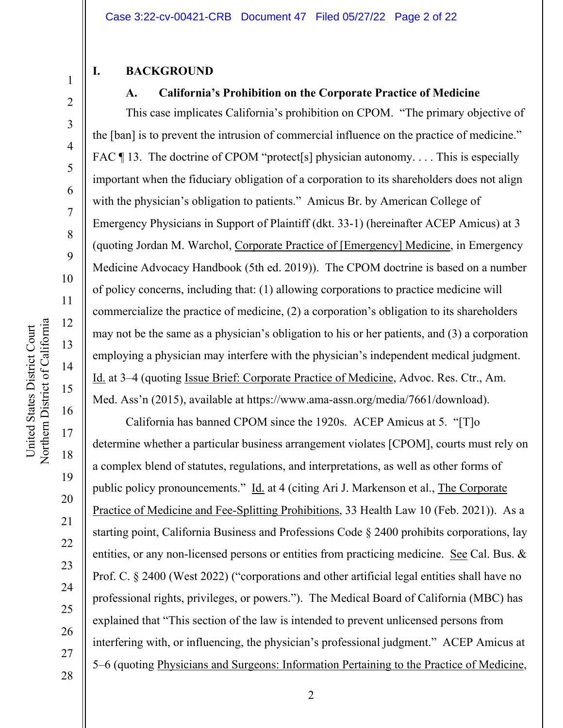# I. BACKGROUND

## A. California's Prohibition on the Corporate Practice of Medicine

This case implicates California's prohibition on CPOM. "The primary objective of the [ban] is to prevent the intrusion of commercial influence on the practice of medicine." FAC ¶ 13. The doctrine of CPOM "protect[s] physician autonomy. . . . This is especially important when the fiduciary obligation of a corporation to its shareholders does not align with the physician's obligation to patients." Amicus Br. by American College of Emergency Physicians in Support of Plaintiff (dkt. 33-1) (hereinafter ACEP Amicus) at 3 (quoting Jordan M. Warchol, Corporate Practice of [Emergency] Medicine, in Emergency Medicine Advocacy Handbook (5th ed. 2019)). The CPOM doctrine is based on a number of policy concerns, including that: (1) allowing corporations to practice medicine will commercialize the practice of medicine, (2) a corporation's obligation to its shareholders may not be the same as a physician's obligation to his or her patients, and (3) a corporation employing a physician may interfere with the physician's independent medical judgment. Id. at 3–4 (quoting Issue Brief: Corporate Practice of Medicine, Advoc. Res. Ctr., Am. Med. Ass'n (2015), available at https://www.ama-assn.org/media/7661/download).

California has banned CPOM since the 1920s. ACEP Amicus at 5. "[T]o determine whether a particular business arrangement violates [CPOM], courts must rely on a complex blend of statutes, regulations, and interpretations, as well as other forms of public policy pronouncements." Id. at 4 (citing Ari J. Markenson et al., The Corporate Practice of Medicine and Fee-Splitting Prohibitions, 33 Health Law 10 (Feb. 2021)). As a starting point, California Business and Professions Code § 2400 prohibits corporations, lay entities, or any non-licensed persons or entities from practicing medicine. See Cal. Bus. & Prof. C. § 2400 (West 2022) ("corporations and other artificial legal entities shall have no professional rights, privileges, or powers."). The Medical Board of California (MBC) has explained that "This section of the law is intended to prevent unlicensed persons from interfering with, or influencing, the physician's professional judgment." ACEP Amicus at 5–6 (quoting Physicians and Surgeons: Information Pertaining to the Practice of Medicine,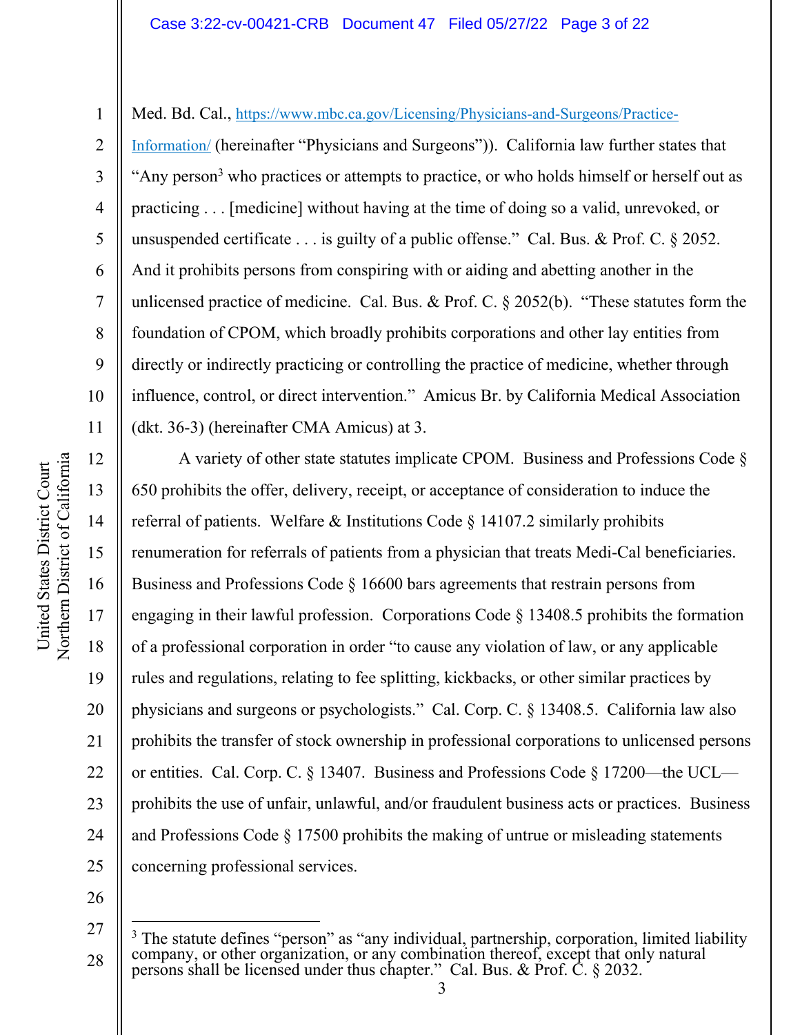Med. Bd. Cal., https://www.mbc.ca.gov/Licensing/Physicians-and-Surgeons/Practice-Information/ (hereinafter "Physicians and Surgeons")). California law further states that "Any person[3] who practices or attempts to practice, or who holds himself or herself out as practicing . . . [medicine] without having at the time of doing so a valid, unrevoked, or unsuspended certificate . . . is guilty of a public offense." Cal. Bus. & Prof. C. § 2052. And it prohibits persons from conspiring with or aiding and abetting another in the unlicensed practice of medicine. Cal. Bus. & Prof. C. § 2052(b). "These statutes form the foundation of CPOM, which broadly prohibits corporations and other lay entities from directly or indirectly practicing or controlling the practice of medicine, whether through influence, control, or direct intervention." Amicus Br. by California Medical Association (dkt. 36-3) (hereinafter CMA Amicus) at 3.

A variety of other state statutes implicate CPOM. Business and Professions Code § 650 prohibits the offer, delivery, receipt, or acceptance of consideration to induce the referral of patients. Welfare & Institutions Code § 14107.2 similarly prohibits renumeration for referrals of patients from a physician that treats Medi-Cal beneficiaries. Business and Professions Code § 16600 bars agreements that restrain persons from engaging in their lawful profession. Corporations Code § 13408.5 prohibits the formation of a professional corporation in order "to cause any violation of law, or any applicable rules and regulations, relating to fee splitting, kickbacks, or other similar practices by physicians and surgeons or psychologists." Cal. Corp. C. § 13408.5. California law also prohibits the transfer of stock ownership in professional corporations to unlicensed persons or entities. Cal. Corp. C. § 13407. Business and Professions Code § 17200—the UCL—prohibits the use of unfair, unlawful, and/or fraudulent business acts or practices. Business and Professions Code § 17500 prohibits the making of untrue or misleading statements concerning professional services.

---

[3] The statute defines "person" as "any individual, partnership, corporation, limited liability company, or other organization, or any combination thereof, except that only natural persons shall be licensed under thus chapter." Cal. Bus. & Prof. C. § 2032.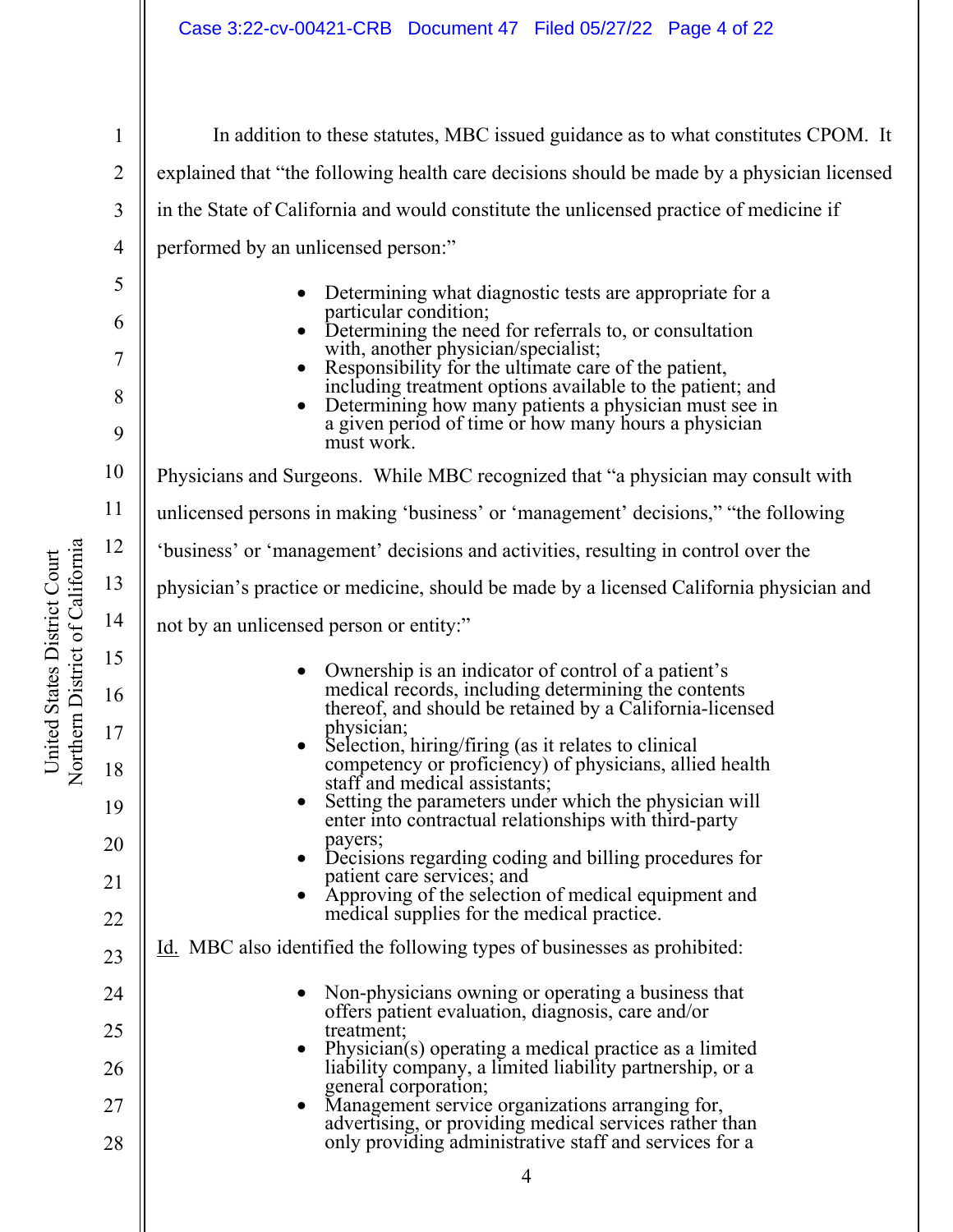In addition to these statutes, MBC issued guidance as to what constitutes CPOM. It explained that "the following health care decisions should be made by a physician licensed in the State of California and would constitute the unlicensed practice of medicine if performed by an unlicensed person:"

- Determining what diagnostic tests are appropriate for a particular condition;
- Determining the need for referrals to, or consultation with, another physician/specialist;
- Responsibility for the ultimate care of the patient, including treatment options available to the patient; and
- Determining how many patients a physician must see in a given period of time or how many hours a physician must work.

Physicians and Surgeons. While MBC recognized that "a physician may consult with unlicensed persons in making 'business' or 'management' decisions," "the following 'business' or 'management' decisions and activities, resulting in control over the physician's practice or medicine, should be made by a licensed California physician and not by an unlicensed person or entity:"

- Ownership is an indicator of control of a patient's medical records, including determining the contents thereof, and should be retained by a California-licensed physician;
- Selection, hiring/firing (as it relates to clinical competency or proficiency) of physicians, allied health staff and medical assistants;
- Setting the parameters under which the physician will enter into contractual relationships with third-party payers;
- Decisions regarding coding and billing procedures for patient care services; and
- Approving of the selection of medical equipment and medical supplies for the medical practice.

Id. MBC also identified the following types of businesses as prohibited:

- Non-physicians owning or operating a business that offers patient evaluation, diagnosis, care and/or treatment;
- Physician(s) operating a medical practice as a limited liability company, a limited liability partnership, or a general corporation;
- Management service organizations arranging for, advertising, or providing medical services rather than only providing administrative staff and services for a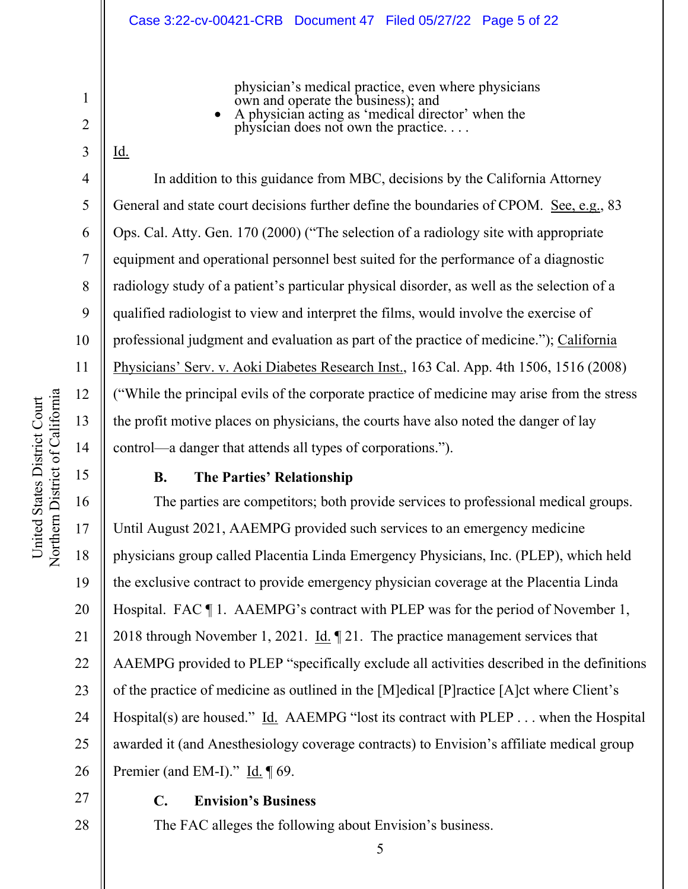physician's medical practice, even where physicians own and operate the business); and

- A physician acting as 'medical director' when the physician does not own the practice. . . .

Id.

In addition to this guidance from MBC, decisions by the California Attorney General and state court decisions further define the boundaries of CPOM. See, e.g., 83 Ops. Cal. Atty. Gen. 170 (2000) ("The selection of a radiology site with appropriate equipment and operational personnel best suited for the performance of a diagnostic radiology study of a patient's particular physical disorder, as well as the selection of a qualified radiologist to view and interpret the films, would involve the exercise of professional judgment and evaluation as part of the practice of medicine."); California Physicians' Serv. v. Aoki Diabetes Research Inst., 163 Cal. App. 4th 1506, 1516 (2008) ("While the principal evils of the corporate practice of medicine may arise from the stress the profit motive places on physicians, the courts have also noted the danger of lay control—a danger that attends all types of corporations.").

### B. The Parties' Relationship

The parties are competitors; both provide services to professional medical groups. Until August 2021, AAEMPG provided such services to an emergency medicine physicians group called Placentia Linda Emergency Physicians, Inc. (PLEP), which held the exclusive contract to provide emergency physician coverage at the Placentia Linda Hospital. FAC ¶ 1. AAEMPG's contract with PLEP was for the period of November 1, 2018 through November 1, 2021. Id. ¶ 21. The practice management services that AAEMPG provided to PLEP "specifically exclude all activities described in the definitions of the practice of medicine as outlined in the [M]edical [P]ractice [A]ct where Client's Hospital(s) are housed." Id. AAEMPG "lost its contract with PLEP . . . when the Hospital awarded it (and Anesthesiology coverage contracts) to Envision's affiliate medical group Premier (and EM-I)." Id. ¶ 69.

### C. Envision's Business

The FAC alleges the following about Envision's business.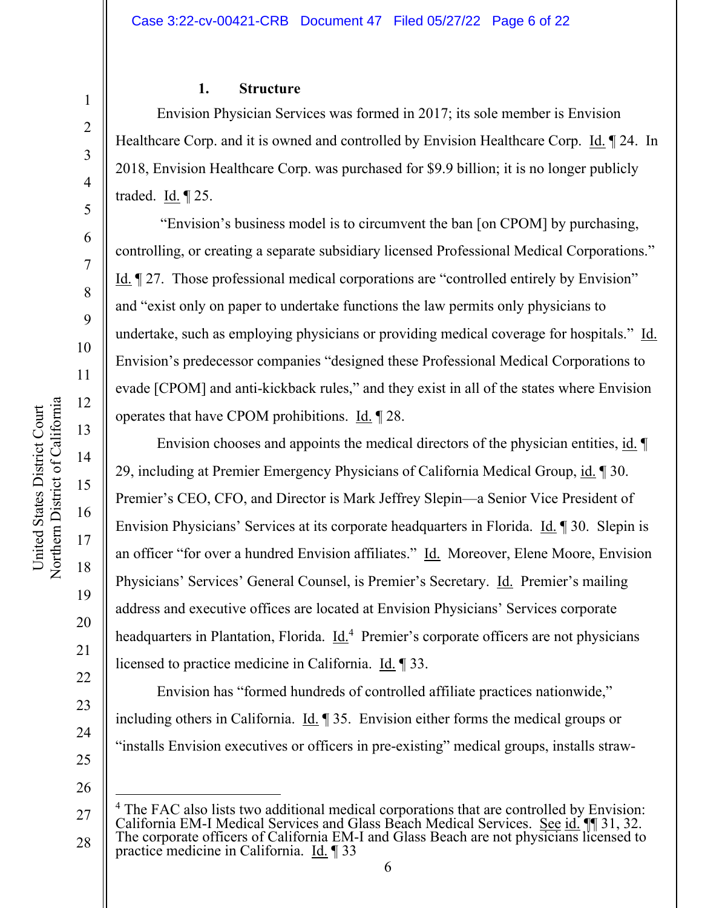### 1. Structure

Envision Physician Services was formed in 2017; its sole member is Envision Healthcare Corp. and it is owned and controlled by Envision Healthcare Corp. Id. ¶ 24. In 2018, Envision Healthcare Corp. was purchased for $9.9 billion; it is no longer publicly traded. Id. ¶ 25.

"Envision's business model is to circumvent the ban [on CPOM] by purchasing, controlling, or creating a separate subsidiary licensed Professional Medical Corporations." Id. ¶ 27. Those professional medical corporations are "controlled entirely by Envision" and "exist only on paper to undertake functions the law permits only physicians to undertake, such as employing physicians or providing medical coverage for hospitals." Id. Envision's predecessor companies "designed these Professional Medical Corporations to evade [CPOM] and anti-kickback rules," and they exist in all of the states where Envision operates that have CPOM prohibitions. Id. ¶ 28.

Envision chooses and appoints the medical directors of the physician entities, id. ¶ 29, including at Premier Emergency Physicians of California Medical Group, id. ¶ 30. Premier's CEO, CFO, and Director is Mark Jeffrey Slepin—a Senior Vice President of Envision Physicians' Services at its corporate headquarters in Florida. Id. ¶ 30. Slepin is an officer "for over a hundred Envision affiliates." Id. Moreover, Elene Moore, Envision Physicians' Services' General Counsel, is Premier's Secretary. Id. Premier's mailing address and executive offices are located at Envision Physicians' Services corporate headquarters in Plantation, Florida. Id.[4] Premier's corporate officers are not physicians licensed to practice medicine in California. Id. ¶ 33.

Envision has "formed hundreds of controlled affiliate practices nationwide," including others in California. Id. ¶ 35. Envision either forms the medical groups or "installs Envision executives or officers in pre-existing" medical groups, installs straw-

---

[4] The FAC also lists two additional medical corporations that are controlled by Envision: California EM-I Medical Services and Glass Beach Medical Services. See id. ¶¶ 31, 32. The corporate officers of California EM-I and Glass Beach are not physicians licensed to practice medicine in California. Id. ¶ 33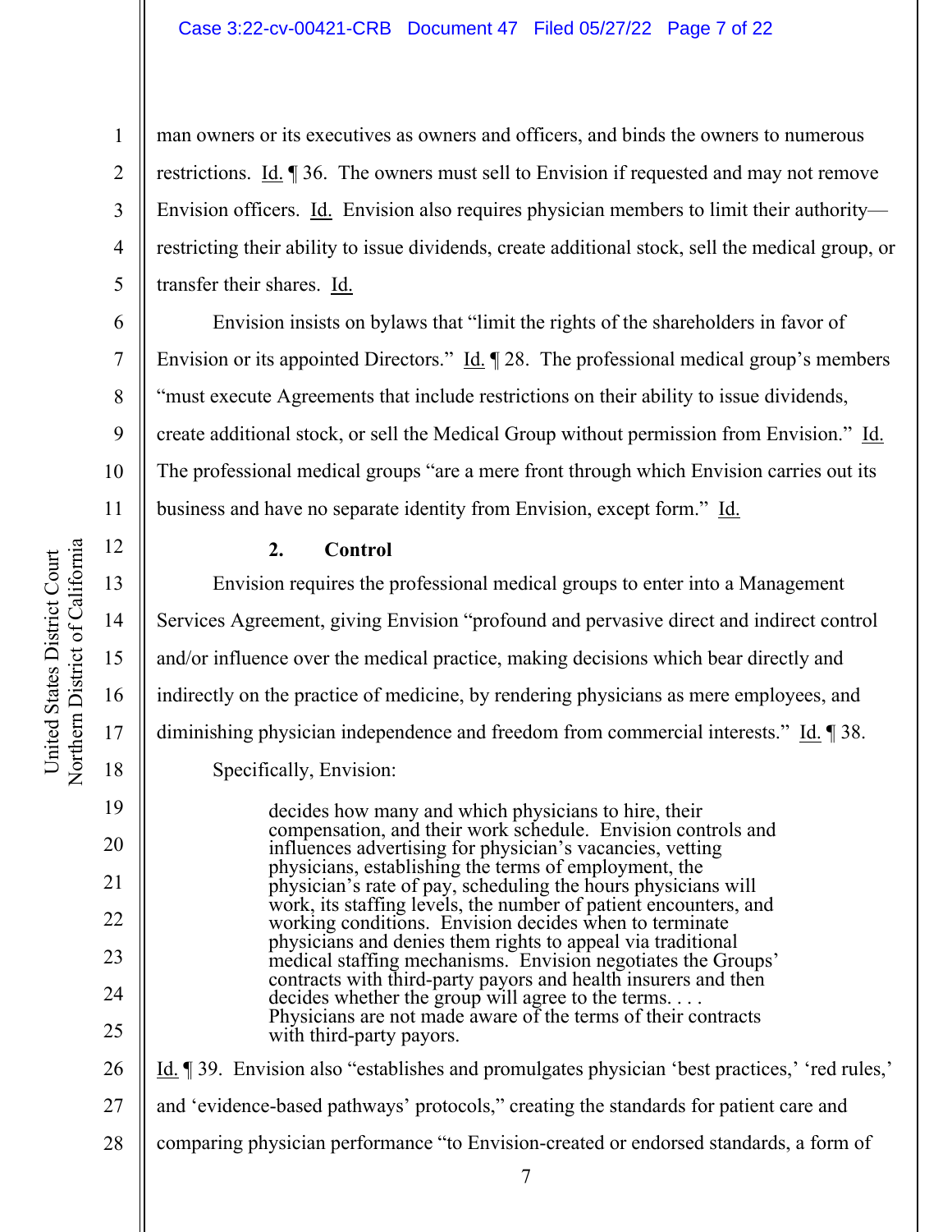man owners or its executives as owners and officers, and binds the owners to numerous restrictions. Id. ¶ 36. The owners must sell to Envision if requested and may not remove Envision officers. Id. Envision also requires physician members to limit their authority—restricting their ability to issue dividends, create additional stock, sell the medical group, or transfer their shares. Id.

Envision insists on bylaws that "limit the rights of the shareholders in favor of Envision or its appointed Directors." Id. ¶ 28. The professional medical group's members "must execute Agreements that include restrictions on their ability to issue dividends, create additional stock, or sell the Medical Group without permission from Envision." Id. The professional medical groups "are a mere front through which Envision carries out its business and have no separate identity from Envision, except form." Id.

**2. Control**

Envision requires the professional medical groups to enter into a Management Services Agreement, giving Envision "profound and pervasive direct and indirect control and/or influence over the medical practice, making decisions which bear directly and indirectly on the practice of medicine, by rendering physicians as mere employees, and diminishing physician independence and freedom from commercial interests." Id. ¶ 38.

Specifically, Envision:

> decides how many and which physicians to hire, their compensation, and their work schedule. Envision controls and influences advertising for physician's vacancies, vetting physicians, establishing the terms of employment, the physician's rate of pay, scheduling the hours physicians will work, its staffing levels, the number of patient encounters, and working conditions. Envision decides when to terminate physicians and denies them rights to appeal via traditional medical staffing mechanisms. Envision negotiates the Groups' contracts with third-party payors and health insurers and then decides whether the group will agree to the terms. . . . Physicians are not made aware of the terms of their contracts with third-party payors.

Id. ¶ 39. Envision also "establishes and promulgates physician 'best practices,' 'red rules,' and 'evidence-based pathways' protocols," creating the standards for patient care and comparing physician performance "to Envision-created or endorsed standards, a form of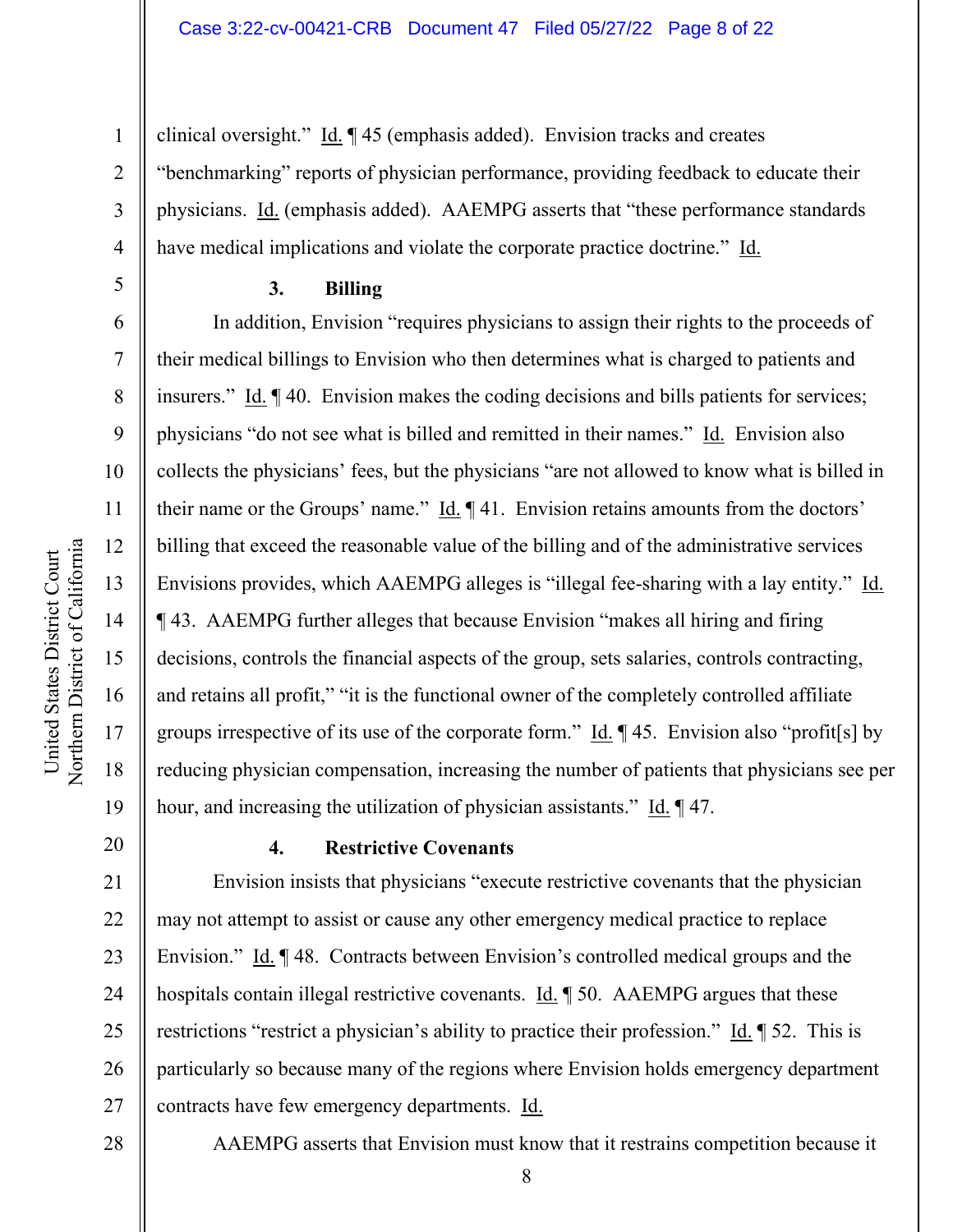clinical oversight." Id. ¶ 45 (emphasis added). Envision tracks and creates "benchmarking" reports of physician performance, providing feedback to educate their physicians. Id. (emphasis added). AAEMPG asserts that "these performance standards have medical implications and violate the corporate practice doctrine." Id.

### 3. Billing

In addition, Envision "requires physicians to assign their rights to the proceeds of their medical billings to Envision who then determines what is charged to patients and insurers." Id. ¶ 40. Envision makes the coding decisions and bills patients for services; physicians "do not see what is billed and remitted in their names." Id. Envision also collects the physicians' fees, but the physicians "are not allowed to know what is billed in their name or the Groups' name." Id. ¶ 41. Envision retains amounts from the doctors' billing that exceed the reasonable value of the billing and of the administrative services Envisions provides, which AAEMPG alleges is "illegal fee-sharing with a lay entity." Id. ¶ 43. AAEMPG further alleges that because Envision "makes all hiring and firing decisions, controls the financial aspects of the group, sets salaries, controls contracting, and retains all profit," "it is the functional owner of the completely controlled affiliate groups irrespective of its use of the corporate form." Id. ¶ 45. Envision also "profit[s] by reducing physician compensation, increasing the number of patients that physicians see per hour, and increasing the utilization of physician assistants." Id. ¶ 47.

### 4. Restrictive Covenants

Envision insists that physicians "execute restrictive covenants that the physician may not attempt to assist or cause any other emergency medical practice to replace Envision." Id. ¶ 48. Contracts between Envision's controlled medical groups and the hospitals contain illegal restrictive covenants. Id. ¶ 50. AAEMPG argues that these restrictions "restrict a physician's ability to practice their profession." Id. ¶ 52. This is particularly so because many of the regions where Envision holds emergency department contracts have few emergency departments. Id.

AAEMPG asserts that Envision must know that it restrains competition because it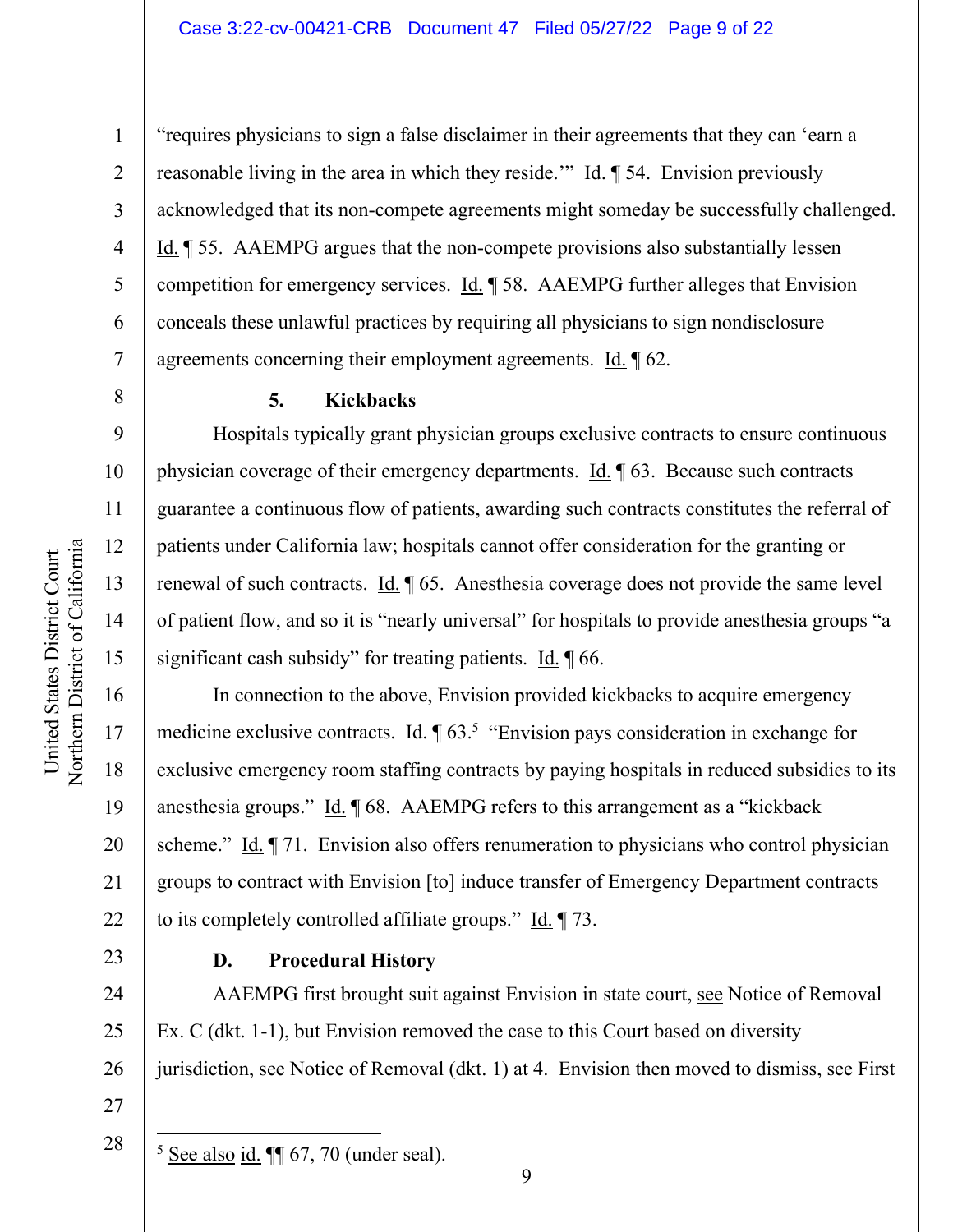"requires physicians to sign a false disclaimer in their agreements that they can 'earn a reasonable living in the area in which they reside.'" Id. ¶ 54. Envision previously acknowledged that its non-compete agreements might someday be successfully challenged. Id. ¶ 55. AAEMPG argues that the non-compete provisions also substantially lessen competition for emergency services. Id. ¶ 58. AAEMPG further alleges that Envision conceals these unlawful practices by requiring all physicians to sign nondisclosure agreements concerning their employment agreements. Id. ¶ 62.

#### 5. Kickbacks

Hospitals typically grant physician groups exclusive contracts to ensure continuous physician coverage of their emergency departments. Id. ¶ 63. Because such contracts guarantee a continuous flow of patients, awarding such contracts constitutes the referral of patients under California law; hospitals cannot offer consideration for the granting or renewal of such contracts. Id. ¶ 65. Anesthesia coverage does not provide the same level of patient flow, and so it is "nearly universal" for hospitals to provide anesthesia groups "a significant cash subsidy" for treating patients. Id. ¶ 66.

In connection to the above, Envision provided kickbacks to acquire emergency medicine exclusive contracts. Id. ¶ 63.[5] "Envision pays consideration in exchange for exclusive emergency room staffing contracts by paying hospitals in reduced subsidies to its anesthesia groups." Id. ¶ 68. AAEMPG refers to this arrangement as a "kickback scheme." Id. ¶ 71. Envision also offers renumeration to physicians who control physician groups to contract with Envision [to] induce transfer of Emergency Department contracts to its completely controlled affiliate groups." Id. ¶ 73.

### D. Procedural History

AAEMPG first brought suit against Envision in state court, see Notice of Removal Ex. C (dkt. 1-1), but Envision removed the case to this Court based on diversity jurisdiction, see Notice of Removal (dkt. 1) at 4. Envision then moved to dismiss, see First

---

[5] See also id. ¶¶ 67, 70 (under seal).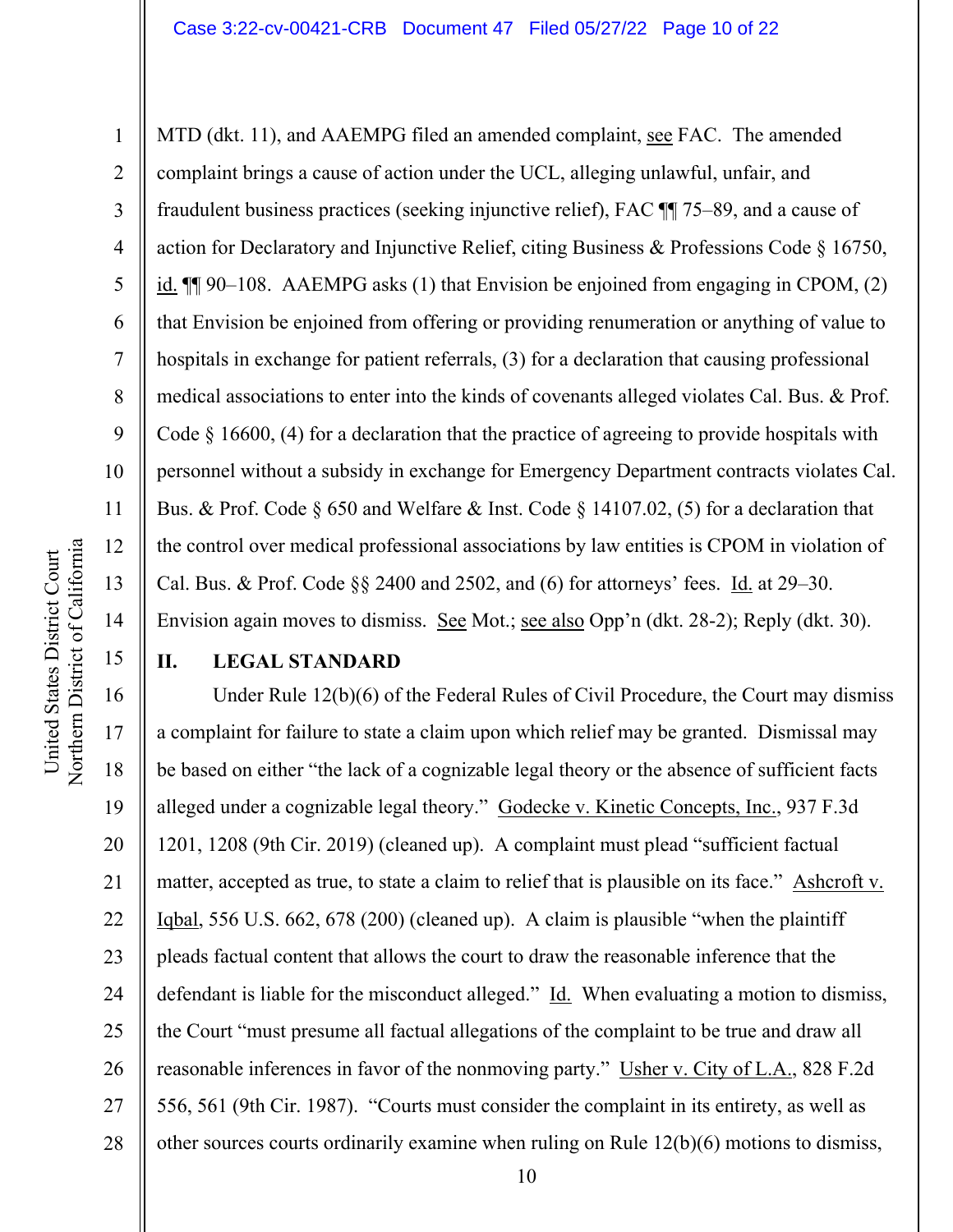MTD (dkt. 11), and AAEMPG filed an amended complaint, see FAC. The amended complaint brings a cause of action under the UCL, alleging unlawful, unfair, and fraudulent business practices (seeking injunctive relief), FAC ¶¶ 75–89, and a cause of action for Declaratory and Injunctive Relief, citing Business & Professions Code § 16750, id. ¶¶ 90–108. AAEMPG asks (1) that Envision be enjoined from engaging in CPOM, (2) that Envision be enjoined from offering or providing renumeration or anything of value to hospitals in exchange for patient referrals, (3) for a declaration that causing professional medical associations to enter into the kinds of covenants alleged violates Cal. Bus. & Prof. Code § 16600, (4) for a declaration that the practice of agreeing to provide hospitals with personnel without a subsidy in exchange for Emergency Department contracts violates Cal. Bus. & Prof. Code § 650 and Welfare & Inst. Code § 14107.02, (5) for a declaration that the control over medical professional associations by law entities is CPOM in violation of Cal. Bus. & Prof. Code §§ 2400 and 2502, and (6) for attorneys' fees. Id. at 29–30. Envision again moves to dismiss. See Mot.; see also Opp'n (dkt. 28-2); Reply (dkt. 30).

## II. LEGAL STANDARD

Under Rule 12(b)(6) of the Federal Rules of Civil Procedure, the Court may dismiss a complaint for failure to state a claim upon which relief may be granted. Dismissal may be based on either "the lack of a cognizable legal theory or the absence of sufficient facts alleged under a cognizable legal theory." Godecke v. Kinetic Concepts, Inc., 937 F.3d 1201, 1208 (9th Cir. 2019) (cleaned up). A complaint must plead "sufficient factual matter, accepted as true, to state a claim to relief that is plausible on its face." Ashcroft v. Iqbal, 556 U.S. 662, 678 (200) (cleaned up). A claim is plausible "when the plaintiff pleads factual content that allows the court to draw the reasonable inference that the defendant is liable for the misconduct alleged." Id. When evaluating a motion to dismiss, the Court "must presume all factual allegations of the complaint to be true and draw all reasonable inferences in favor of the nonmoving party." Usher v. City of L.A., 828 F.2d 556, 561 (9th Cir. 1987). "Courts must consider the complaint in its entirety, as well as other sources courts ordinarily examine when ruling on Rule 12(b)(6) motions to dismiss,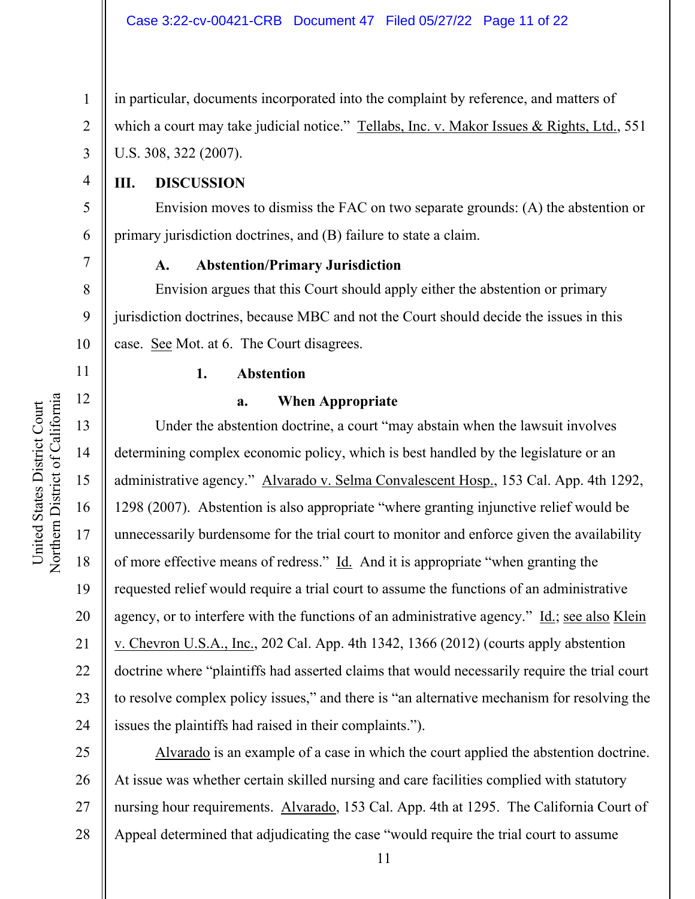in particular, documents incorporated into the complaint by reference, and matters of which a court may take judicial notice." Tellabs, Inc. v. Makor Issues & Rights, Ltd., 551 U.S. 308, 322 (2007).

## III. DISCUSSION

Envision moves to dismiss the FAC on two separate grounds: (A) the abstention or primary jurisdiction doctrines, and (B) failure to state a claim.

### A. Abstention/Primary Jurisdiction

Envision argues that this Court should apply either the abstention or primary jurisdiction doctrines, because MBC and not the Court should decide the issues in this case. See Mot. at 6. The Court disagrees.

#### 1. Abstention

##### a. When Appropriate

Under the abstention doctrine, a court "may abstain when the lawsuit involves determining complex economic policy, which is best handled by the legislature or an administrative agency." Alvarado v. Selma Convalescent Hosp., 153 Cal. App. 4th 1292, 1298 (2007). Abstention is also appropriate "where granting injunctive relief would be unnecessarily burdensome for the trial court to monitor and enforce given the availability of more effective means of redress." Id. And it is appropriate "when granting the requested relief would require a trial court to assume the functions of an administrative agency, or to interfere with the functions of an administrative agency." Id.; see also Klein v. Chevron U.S.A., Inc., 202 Cal. App. 4th 1342, 1366 (2012) (courts apply abstention doctrine where "plaintiffs had asserted claims that would necessarily require the trial court to resolve complex policy issues," and there is "an alternative mechanism for resolving the issues the plaintiffs had raised in their complaints.").

Alvarado is an example of a case in which the court applied the abstention doctrine. At issue was whether certain skilled nursing and care facilities complied with statutory nursing hour requirements. Alvarado, 153 Cal. App. 4th at 1295. The California Court of Appeal determined that adjudicating the case "would require the trial court to assume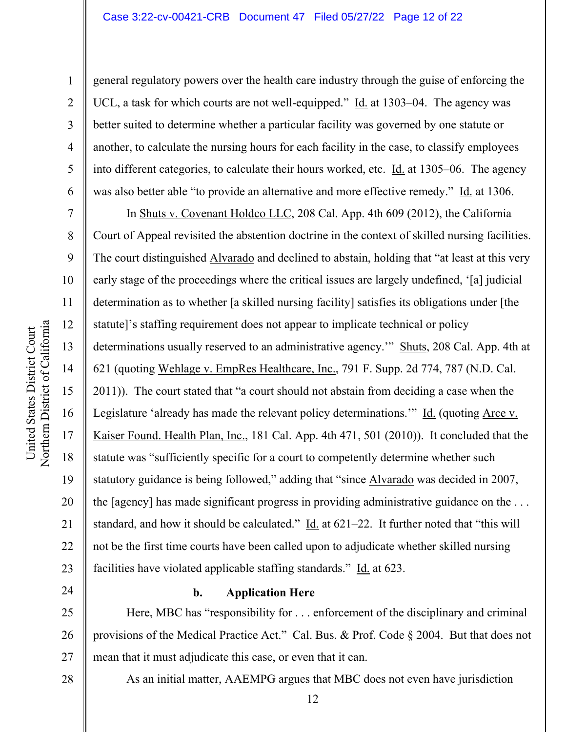general regulatory powers over the health care industry through the guise of enforcing the UCL, a task for which courts are not well-equipped." Id. at 1303–04. The agency was better suited to determine whether a particular facility was governed by one statute or another, to calculate the nursing hours for each facility in the case, to classify employees into different categories, to calculate their hours worked, etc. Id. at 1305–06. The agency was also better able "to provide an alternative and more effective remedy." Id. at 1306.

In Shuts v. Covenant Holdco LLC, 208 Cal. App. 4th 609 (2012), the California Court of Appeal revisited the abstention doctrine in the context of skilled nursing facilities. The court distinguished Alvarado and declined to abstain, holding that "at least at this very early stage of the proceedings where the critical issues are largely undefined, '[a] judicial determination as to whether [a skilled nursing facility] satisfies its obligations under [the statute]'s staffing requirement does not appear to implicate technical or policy determinations usually reserved to an administrative agency.'" Shuts, 208 Cal. App. 4th at 621 (quoting Wehlage v. EmpRes Healthcare, Inc., 791 F. Supp. 2d 774, 787 (N.D. Cal. 2011)). The court stated that "a court should not abstain from deciding a case when the Legislature 'already has made the relevant policy determinations.'" Id. (quoting Arce v. Kaiser Found. Health Plan, Inc., 181 Cal. App. 4th 471, 501 (2010)). It concluded that the statute was "sufficiently specific for a court to competently determine whether such statutory guidance is being followed," adding that "since Alvarado was decided in 2007, the [agency] has made significant progress in providing administrative guidance on the . . . standard, and how it should be calculated." Id. at 621–22. It further noted that "this will not be the first time courts have been called upon to adjudicate whether skilled nursing facilities have violated applicable staffing standards." Id. at 623.

**b. Application Here**

Here, MBC has "responsibility for . . . enforcement of the disciplinary and criminal provisions of the Medical Practice Act." Cal. Bus. & Prof. Code § 2004. But that does not mean that it must adjudicate this case, or even that it can.

As an initial matter, AAEMPG argues that MBC does not even have jurisdiction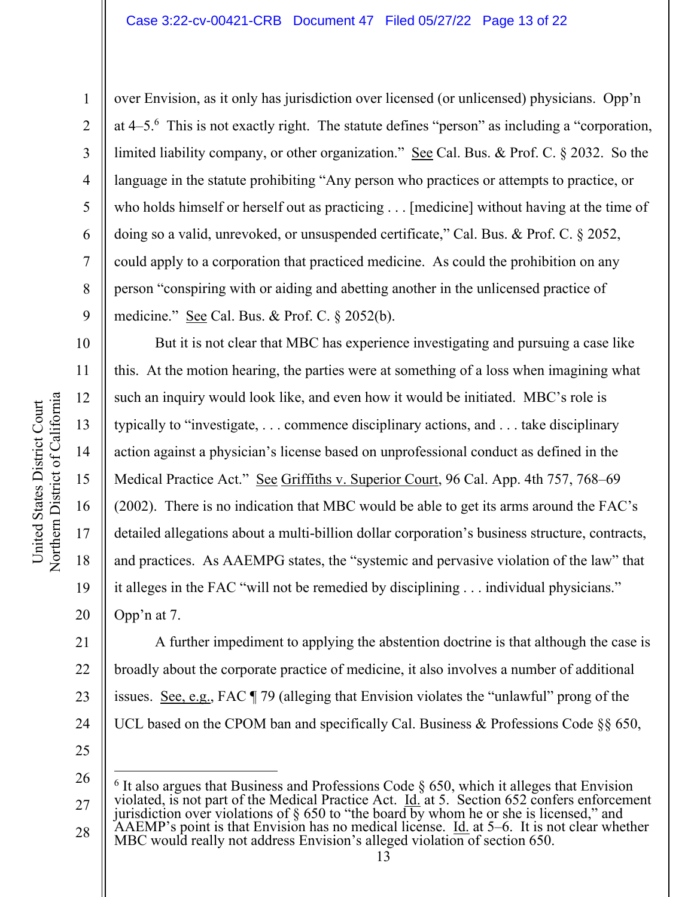over Envision, as it only has jurisdiction over licensed (or unlicensed) physicians. Opp'n at 4–5.[6] This is not exactly right. The statute defines "person" as including a "corporation, limited liability company, or other organization." See Cal. Bus. & Prof. C. § 2032. So the language in the statute prohibiting "Any person who practices or attempts to practice, or who holds himself or herself out as practicing . . . [medicine] without having at the time of doing so a valid, unrevoked, or unsuspended certificate," Cal. Bus. & Prof. C. § 2052, could apply to a corporation that practiced medicine. As could the prohibition on any person "conspiring with or aiding and abetting another in the unlicensed practice of medicine." See Cal. Bus. & Prof. C. § 2052(b).

But it is not clear that MBC has experience investigating and pursuing a case like this. At the motion hearing, the parties were at something of a loss when imagining what such an inquiry would look like, and even how it would be initiated. MBC's role is typically to "investigate, . . . commence disciplinary actions, and . . . take disciplinary action against a physician's license based on unprofessional conduct as defined in the Medical Practice Act." See Griffiths v. Superior Court, 96 Cal. App. 4th 757, 768–69 (2002). There is no indication that MBC would be able to get its arms around the FAC's detailed allegations about a multi-billion dollar corporation's business structure, contracts, and practices. As AAEMPG states, the "systemic and pervasive violation of the law" that it alleges in the FAC "will not be remedied by disciplining . . . individual physicians." Opp'n at 7.

A further impediment to applying the abstention doctrine is that although the case is broadly about the corporate practice of medicine, it also involves a number of additional issues. See, e.g., FAC ¶ 79 (alleging that Envision violates the "unlawful" prong of the UCL based on the CPOM ban and specifically Cal. Business & Professions Code §§ 650,

---

[6] It also argues that Business and Professions Code § 650, which it alleges that Envision violated, is not part of the Medical Practice Act. Id. at 5. Section 652 confers enforcement jurisdiction over violations of § 650 to "the board by whom he or she is licensed," and AAEMP's point is that Envision has no medical license. Id. at 5–6. It is not clear whether MBC would really not address Envision's alleged violation of section 650.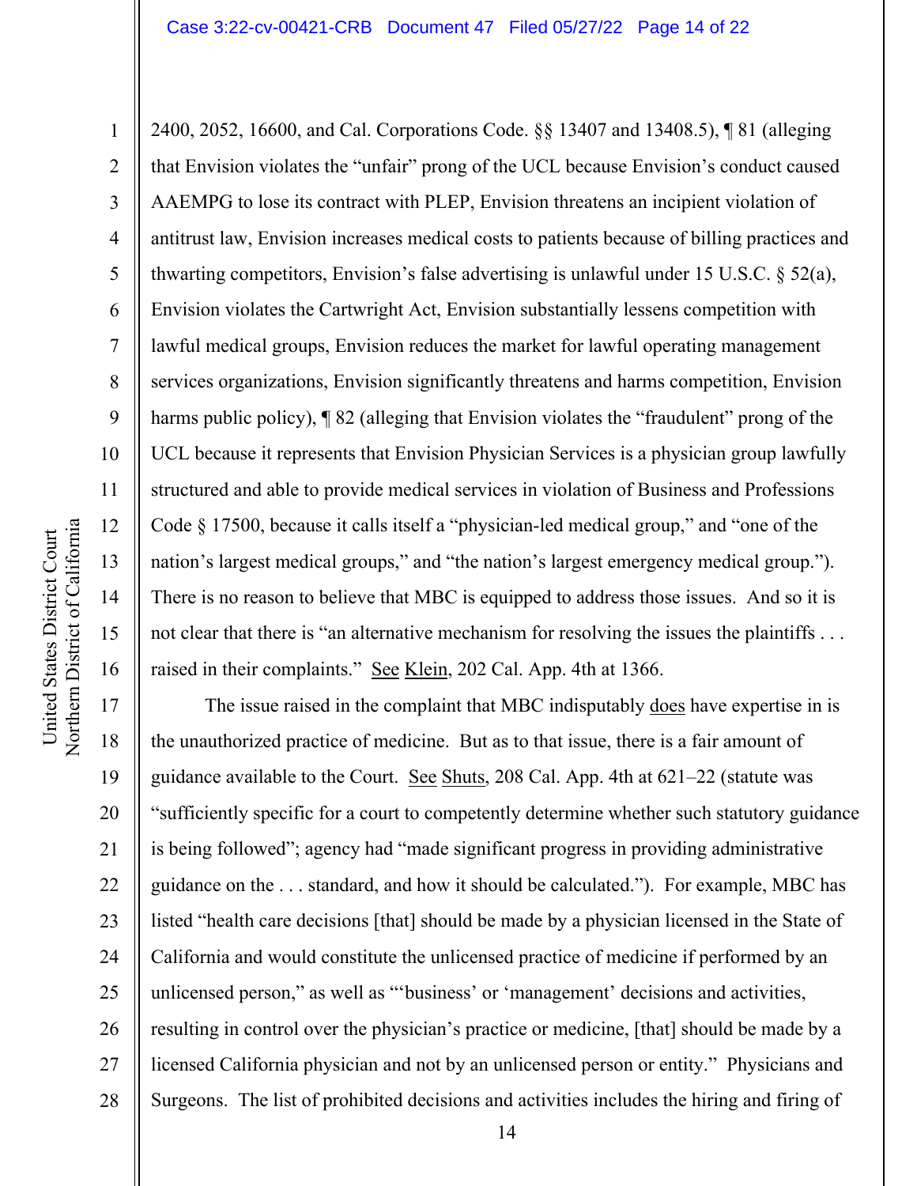2400, 2052, 16600, and Cal. Corporations Code. §§ 13407 and 13408.5), ¶ 81 (alleging that Envision violates the "unfair" prong of the UCL because Envision's conduct caused AAEMPG to lose its contract with PLEP, Envision threatens an incipient violation of antitrust law, Envision increases medical costs to patients because of billing practices and thwarting competitors, Envision's false advertising is unlawful under 15 U.S.C. § 52(a), Envision violates the Cartwright Act, Envision substantially lessens competition with lawful medical groups, Envision reduces the market for lawful operating management services organizations, Envision significantly threatens and harms competition, Envision harms public policy), ¶ 82 (alleging that Envision violates the "fraudulent" prong of the UCL because it represents that Envision Physician Services is a physician group lawfully structured and able to provide medical services in violation of Business and Professions Code § 17500, because it calls itself a "physician-led medical group," and "one of the nation's largest medical groups," and "the nation's largest emergency medical group."). There is no reason to believe that MBC is equipped to address those issues. And so it is not clear that there is "an alternative mechanism for resolving the issues the plaintiffs . . . raised in their complaints." See Klein, 202 Cal. App. 4th at 1366.

The issue raised in the complaint that MBC indisputably does have expertise in is the unauthorized practice of medicine. But as to that issue, there is a fair amount of guidance available to the Court. See Shuts, 208 Cal. App. 4th at 621–22 (statute was "sufficiently specific for a court to competently determine whether such statutory guidance is being followed"; agency had "made significant progress in providing administrative guidance on the . . . standard, and how it should be calculated."). For example, MBC has listed "health care decisions [that] should be made by a physician licensed in the State of California and would constitute the unlicensed practice of medicine if performed by an unlicensed person," as well as "'business' or 'management' decisions and activities, resulting in control over the physician's practice or medicine, [that] should be made by a licensed California physician and not by an unlicensed person or entity." Physicians and Surgeons. The list of prohibited decisions and activities includes the hiring and firing of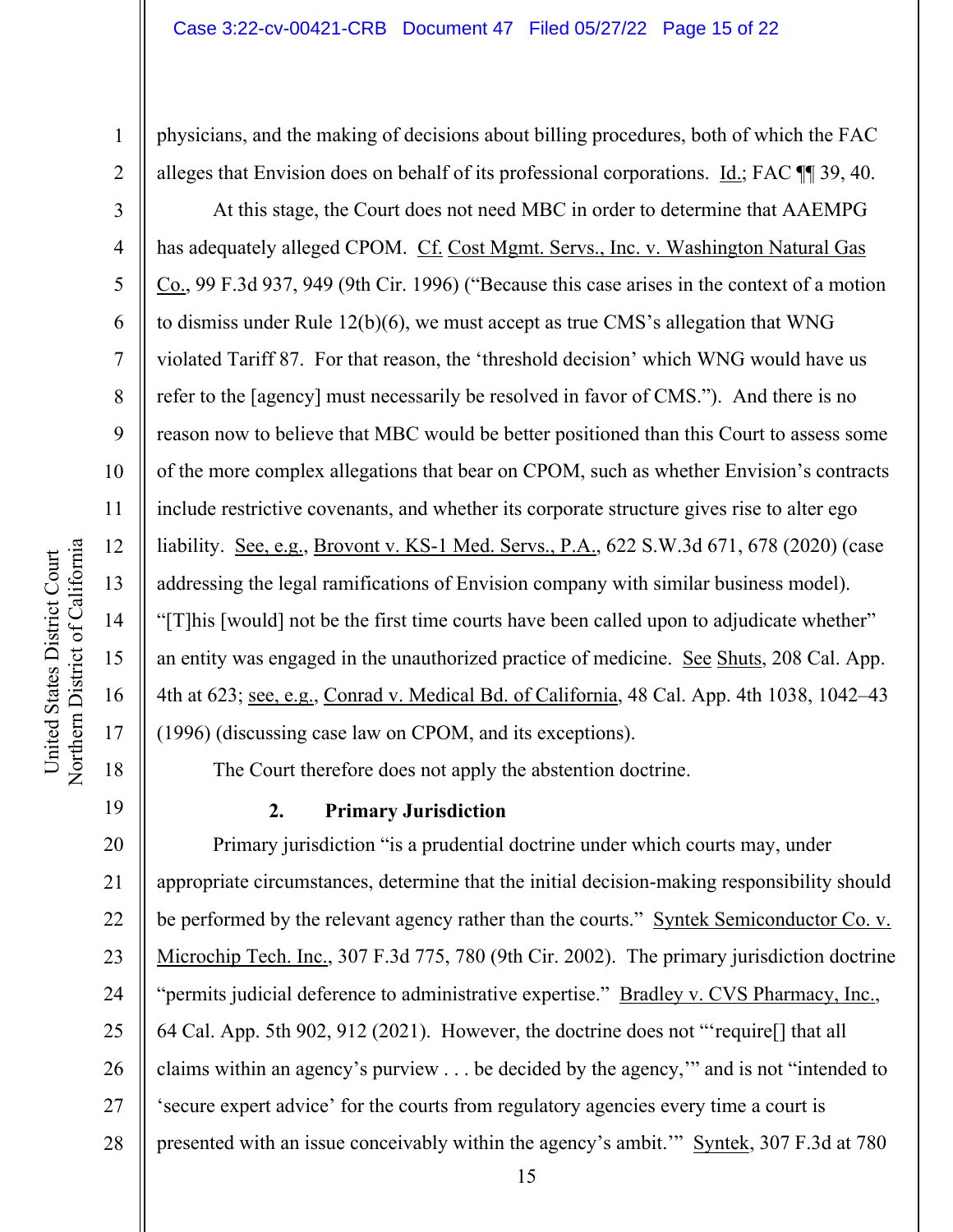physicians, and the making of decisions about billing procedures, both of which the FAC alleges that Envision does on behalf of its professional corporations. Id.; FAC ¶¶ 39, 40.

At this stage, the Court does not need MBC in order to determine that AAEMPG has adequately alleged CPOM. Cf. Cost Mgmt. Servs., Inc. v. Washington Natural Gas Co., 99 F.3d 937, 949 (9th Cir. 1996) ("Because this case arises in the context of a motion to dismiss under Rule 12(b)(6), we must accept as true CMS's allegation that WNG violated Tariff 87. For that reason, the 'threshold decision' which WNG would have us refer to the [agency] must necessarily be resolved in favor of CMS."). And there is no reason now to believe that MBC would be better positioned than this Court to assess some of the more complex allegations that bear on CPOM, such as whether Envision's contracts include restrictive covenants, and whether its corporate structure gives rise to alter ego liability. See, e.g., Brovont v. KS-1 Med. Servs., P.A., 622 S.W.3d 671, 678 (2020) (case addressing the legal ramifications of Envision company with similar business model). "[T]his [would] not be the first time courts have been called upon to adjudicate whether" an entity was engaged in the unauthorized practice of medicine. See Shuts, 208 Cal. App. 4th at 623; see, e.g., Conrad v. Medical Bd. of California, 48 Cal. App. 4th 1038, 1042–43 (1996) (discussing case law on CPOM, and its exceptions).

The Court therefore does not apply the abstention doctrine.

### 2. Primary Jurisdiction

Primary jurisdiction "is a prudential doctrine under which courts may, under appropriate circumstances, determine that the initial decision-making responsibility should be performed by the relevant agency rather than the courts." Syntek Semiconductor Co. v. Microchip Tech. Inc., 307 F.3d 775, 780 (9th Cir. 2002). The primary jurisdiction doctrine "permits judicial deference to administrative expertise." Bradley v. CVS Pharmacy, Inc., 64 Cal. App. 5th 902, 912 (2021). However, the doctrine does not "'require[] that all claims within an agency's purview . . . be decided by the agency,'" and is not "intended to 'secure expert advice' for the courts from regulatory agencies every time a court is presented with an issue conceivably within the agency's ambit.'" Syntek, 307 F.3d at 780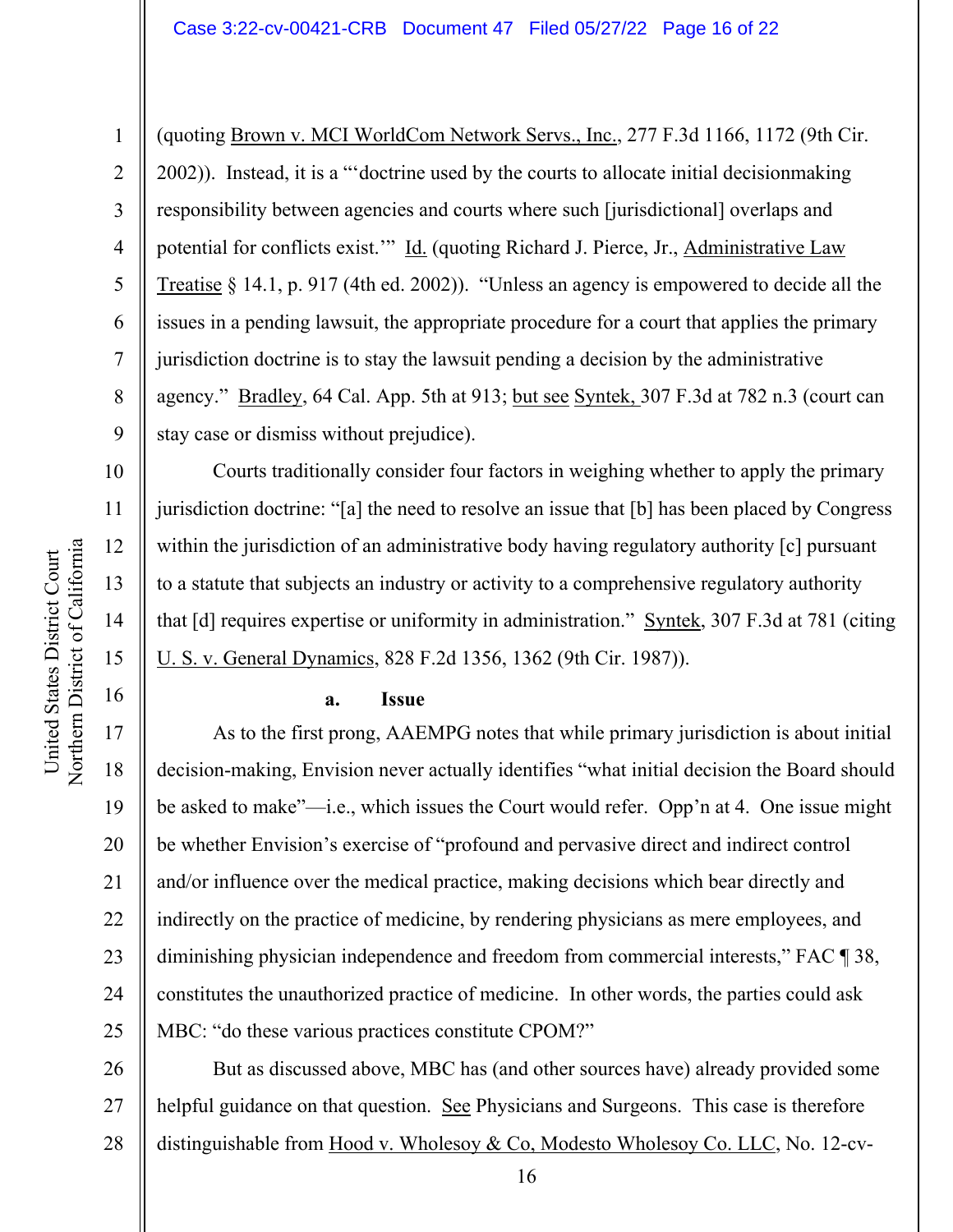(quoting Brown v. MCI WorldCom Network Servs., Inc., 277 F.3d 1166, 1172 (9th Cir. 2002)). Instead, it is a "'doctrine used by the courts to allocate initial decisionmaking responsibility between agencies and courts where such [jurisdictional] overlaps and potential for conflicts exist.'" Id. (quoting Richard J. Pierce, Jr., Administrative Law Treatise § 14.1, p. 917 (4th ed. 2002)). "Unless an agency is empowered to decide all the issues in a pending lawsuit, the appropriate procedure for a court that applies the primary jurisdiction doctrine is to stay the lawsuit pending a decision by the administrative agency." Bradley, 64 Cal. App. 5th at 913; but see Syntek, 307 F.3d at 782 n.3 (court can stay case or dismiss without prejudice).

Courts traditionally consider four factors in weighing whether to apply the primary jurisdiction doctrine: "[a] the need to resolve an issue that [b] has been placed by Congress within the jurisdiction of an administrative body having regulatory authority [c] pursuant to a statute that subjects an industry or activity to a comprehensive regulatory authority that [d] requires expertise or uniformity in administration." Syntek, 307 F.3d at 781 (citing U. S. v. General Dynamics, 828 F.2d 1356, 1362 (9th Cir. 1987)).

**a. Issue**

As to the first prong, AAEMPG notes that while primary jurisdiction is about initial decision-making, Envision never actually identifies "what initial decision the Board should be asked to make"—i.e., which issues the Court would refer. Opp'n at 4. One issue might be whether Envision's exercise of "profound and pervasive direct and indirect control and/or influence over the medical practice, making decisions which bear directly and indirectly on the practice of medicine, by rendering physicians as mere employees, and diminishing physician independence and freedom from commercial interests," FAC ¶ 38, constitutes the unauthorized practice of medicine. In other words, the parties could ask MBC: "do these various practices constitute CPOM?"

But as discussed above, MBC has (and other sources have) already provided some helpful guidance on that question. See Physicians and Surgeons. This case is therefore distinguishable from Hood v. Wholesoy & Co, Modesto Wholesoy Co. LLC, No. 12-cv-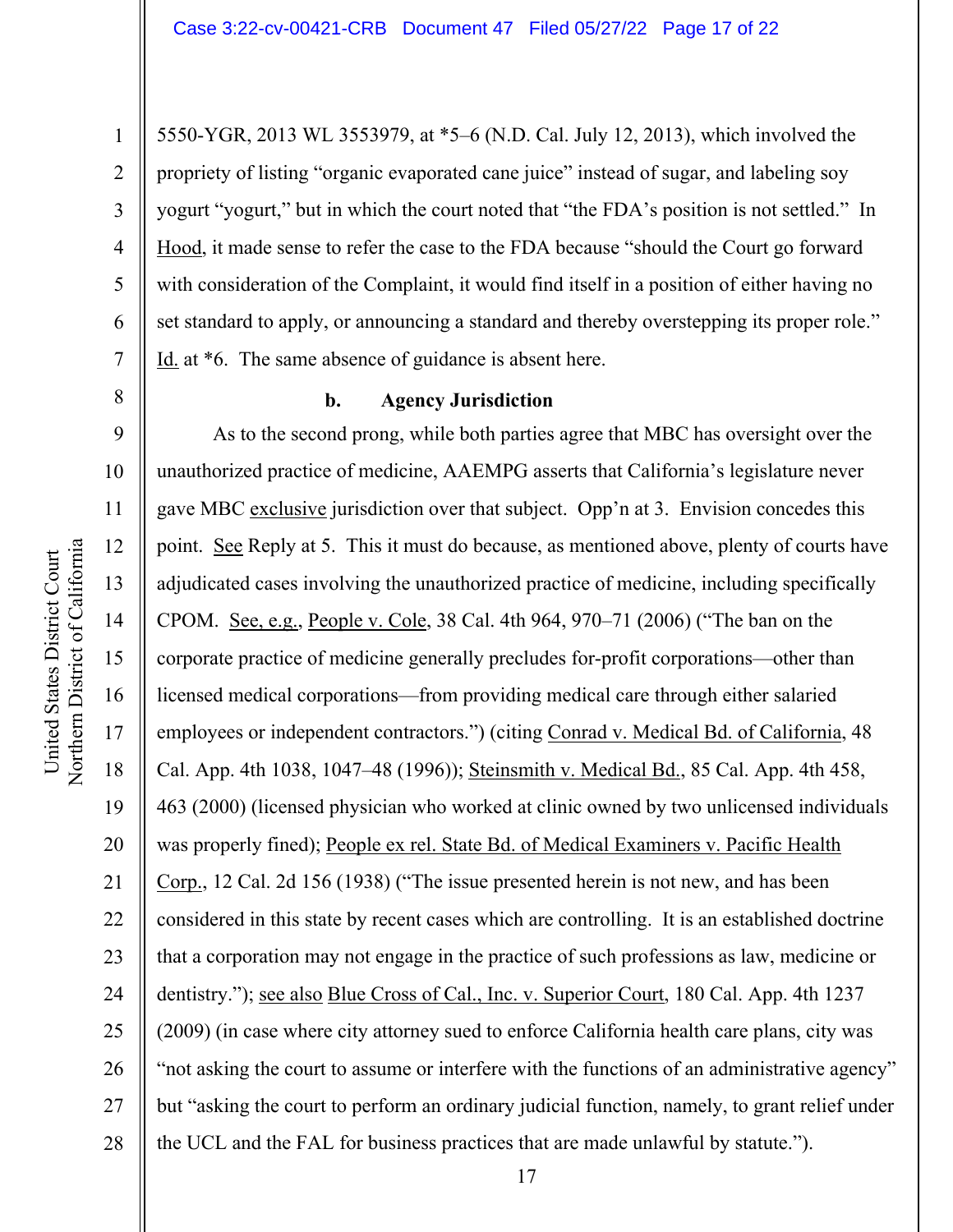5550-YGR, 2013 WL 3553979, at *5–6 (N.D. Cal. July 12, 2013), which involved the propriety of listing "organic evaporated cane juice" instead of sugar, and labeling soy yogurt "yogurt," but in which the court noted that "the FDA's position is not settled." In Hood, it made sense to refer the case to the FDA because "should the Court go forward with consideration of the Complaint, it would find itself in a position of either having no set standard to apply, or announcing a standard and thereby overstepping its proper role." Id. at *6. The same absence of guidance is absent here.

**b. Agency Jurisdiction**

As to the second prong, while both parties agree that MBC has oversight over the unauthorized practice of medicine, AAEMPG asserts that California's legislature never gave MBC exclusive jurisdiction over that subject. Opp'n at 3. Envision concedes this point. See Reply at 5. This it must do because, as mentioned above, plenty of courts have adjudicated cases involving the unauthorized practice of medicine, including specifically CPOM. See, e.g., People v. Cole, 38 Cal. 4th 964, 970–71 (2006) ("The ban on the corporate practice of medicine generally precludes for-profit corporations—other than licensed medical corporations—from providing medical care through either salaried employees or independent contractors.") (citing Conrad v. Medical Bd. of California, 48 Cal. App. 4th 1038, 1047–48 (1996)); Steinsmith v. Medical Bd., 85 Cal. App. 4th 458, 463 (2000) (licensed physician who worked at clinic owned by two unlicensed individuals was properly fined); People ex rel. State Bd. of Medical Examiners v. Pacific Health Corp., 12 Cal. 2d 156 (1938) ("The issue presented herein is not new, and has been considered in this state by recent cases which are controlling. It is an established doctrine that a corporation may not engage in the practice of such professions as law, medicine or dentistry."); see also Blue Cross of Cal., Inc. v. Superior Court, 180 Cal. App. 4th 1237 (2009) (in case where city attorney sued to enforce California health care plans, city was "not asking the court to assume or interfere with the functions of an administrative agency" but "asking the court to perform an ordinary judicial function, namely, to grant relief under the UCL and the FAL for business practices that are made unlawful by statute.").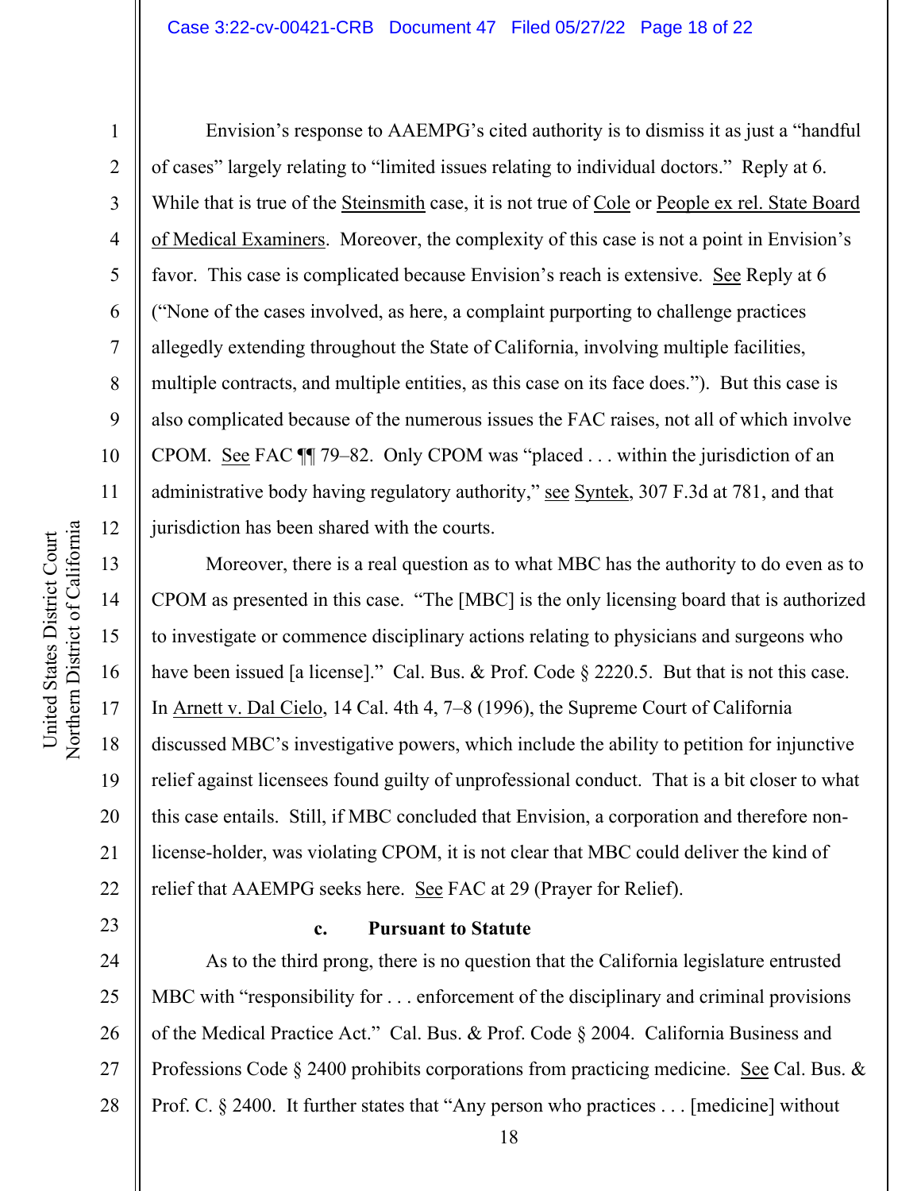Envision's response to AAEMPG's cited authority is to dismiss it as just a "handful of cases" largely relating to "limited issues relating to individual doctors." Reply at 6. While that is true of the Steinsmith case, it is not true of Cole or People ex rel. State Board of Medical Examiners. Moreover, the complexity of this case is not a point in Envision's favor. This case is complicated because Envision's reach is extensive. See Reply at 6 ("None of the cases involved, as here, a complaint purporting to challenge practices allegedly extending throughout the State of California, involving multiple facilities, multiple contracts, and multiple entities, as this case on its face does."). But this case is also complicated because of the numerous issues the FAC raises, not all of which involve CPOM. See FAC ¶¶ 79–82. Only CPOM was "placed . . . within the jurisdiction of an administrative body having regulatory authority," see Syntek, 307 F.3d at 781, and that jurisdiction has been shared with the courts.

Moreover, there is a real question as to what MBC has the authority to do even as to CPOM as presented in this case. "The [MBC] is the only licensing board that is authorized to investigate or commence disciplinary actions relating to physicians and surgeons who have been issued [a license]." Cal. Bus. & Prof. Code § 2220.5. But that is not this case. In Arnett v. Dal Cielo, 14 Cal. 4th 4, 7–8 (1996), the Supreme Court of California discussed MBC's investigative powers, which include the ability to petition for injunctive relief against licensees found guilty of unprofessional conduct. That is a bit closer to what this case entails. Still, if MBC concluded that Envision, a corporation and therefore non-license-holder, was violating CPOM, it is not clear that MBC could deliver the kind of relief that AAEMPG seeks here. See FAC at 29 (Prayer for Relief).

**c. Pursuant to Statute**

As to the third prong, there is no question that the California legislature entrusted MBC with "responsibility for . . . enforcement of the disciplinary and criminal provisions of the Medical Practice Act." Cal. Bus. & Prof. Code § 2004. California Business and Professions Code § 2400 prohibits corporations from practicing medicine. See Cal. Bus. & Prof. C. § 2400. It further states that "Any person who practices . . . [medicine] without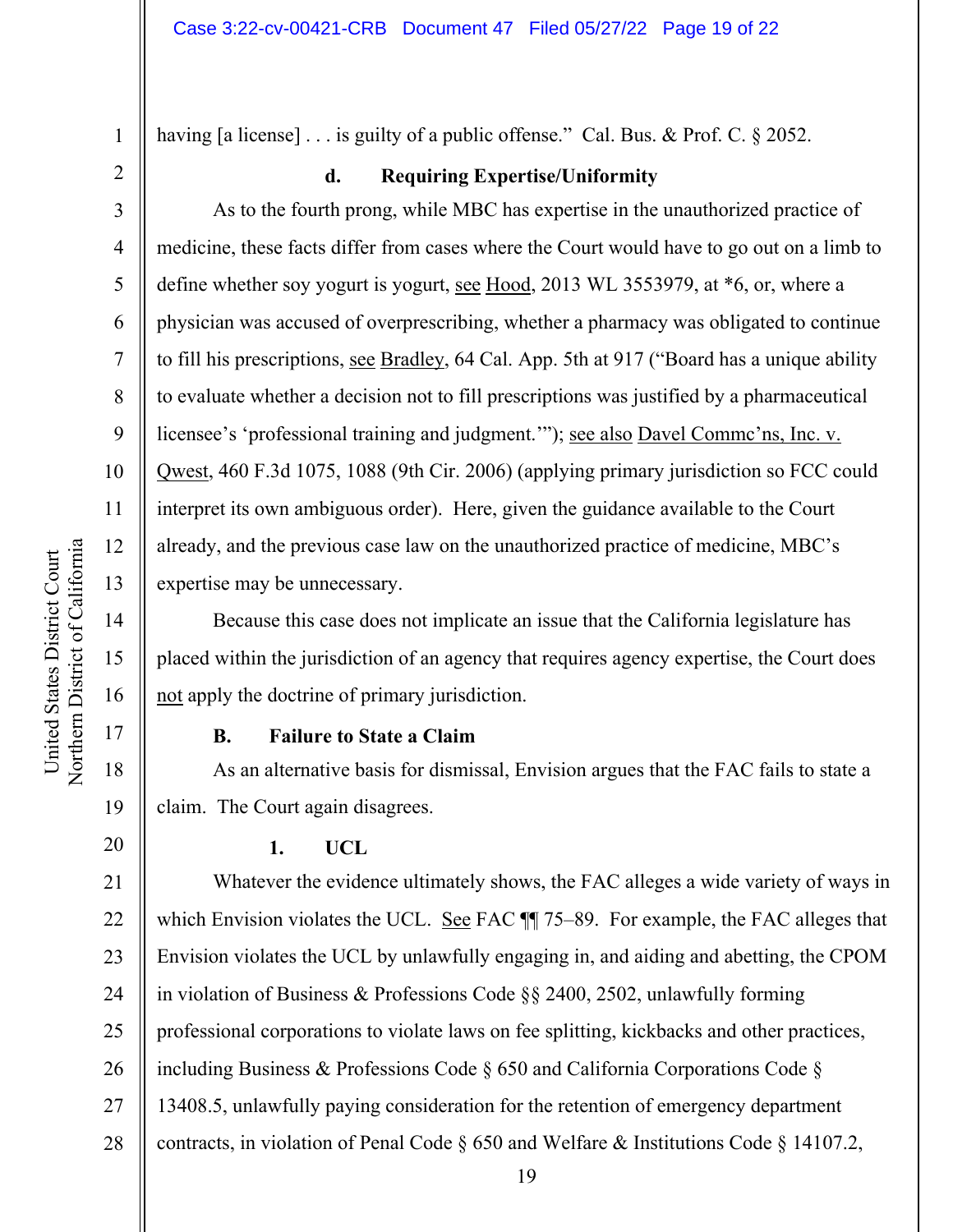having [a license] . . . is guilty of a public offense." Cal. Bus. & Prof. C. § 2052.

#### d. Requiring Expertise/Uniformity

As to the fourth prong, while MBC has expertise in the unauthorized practice of medicine, these facts differ from cases where the Court would have to go out on a limb to define whether soy yogurt is yogurt, see Hood, 2013 WL 3553979, at *6, or, where a physician was accused of overprescribing, whether a pharmacy was obligated to continue to fill his prescriptions, see Bradley, 64 Cal. App. 5th at 917 ("Board has a unique ability to evaluate whether a decision not to fill prescriptions was justified by a pharmaceutical licensee's 'professional training and judgment.'"); see also Davel Commc'ns, Inc. v. Qwest, 460 F.3d 1075, 1088 (9th Cir. 2006) (applying primary jurisdiction so FCC could interpret its own ambiguous order). Here, given the guidance available to the Court already, and the previous case law on the unauthorized practice of medicine, MBC's expertise may be unnecessary.

Because this case does not implicate an issue that the California legislature has placed within the jurisdiction of an agency that requires agency expertise, the Court does not apply the doctrine of primary jurisdiction.

### B. Failure to State a Claim

As an alternative basis for dismissal, Envision argues that the FAC fails to state a claim. The Court again disagrees.

#### 1. UCL

Whatever the evidence ultimately shows, the FAC alleges a wide variety of ways in which Envision violates the UCL. See FAC ¶¶ 75–89. For example, the FAC alleges that Envision violates the UCL by unlawfully engaging in, and aiding and abetting, the CPOM in violation of Business & Professions Code §§ 2400, 2502, unlawfully forming professional corporations to violate laws on fee splitting, kickbacks and other practices, including Business & Professions Code § 650 and California Corporations Code § 13408.5, unlawfully paying consideration for the retention of emergency department contracts, in violation of Penal Code § 650 and Welfare & Institutions Code § 14107.2,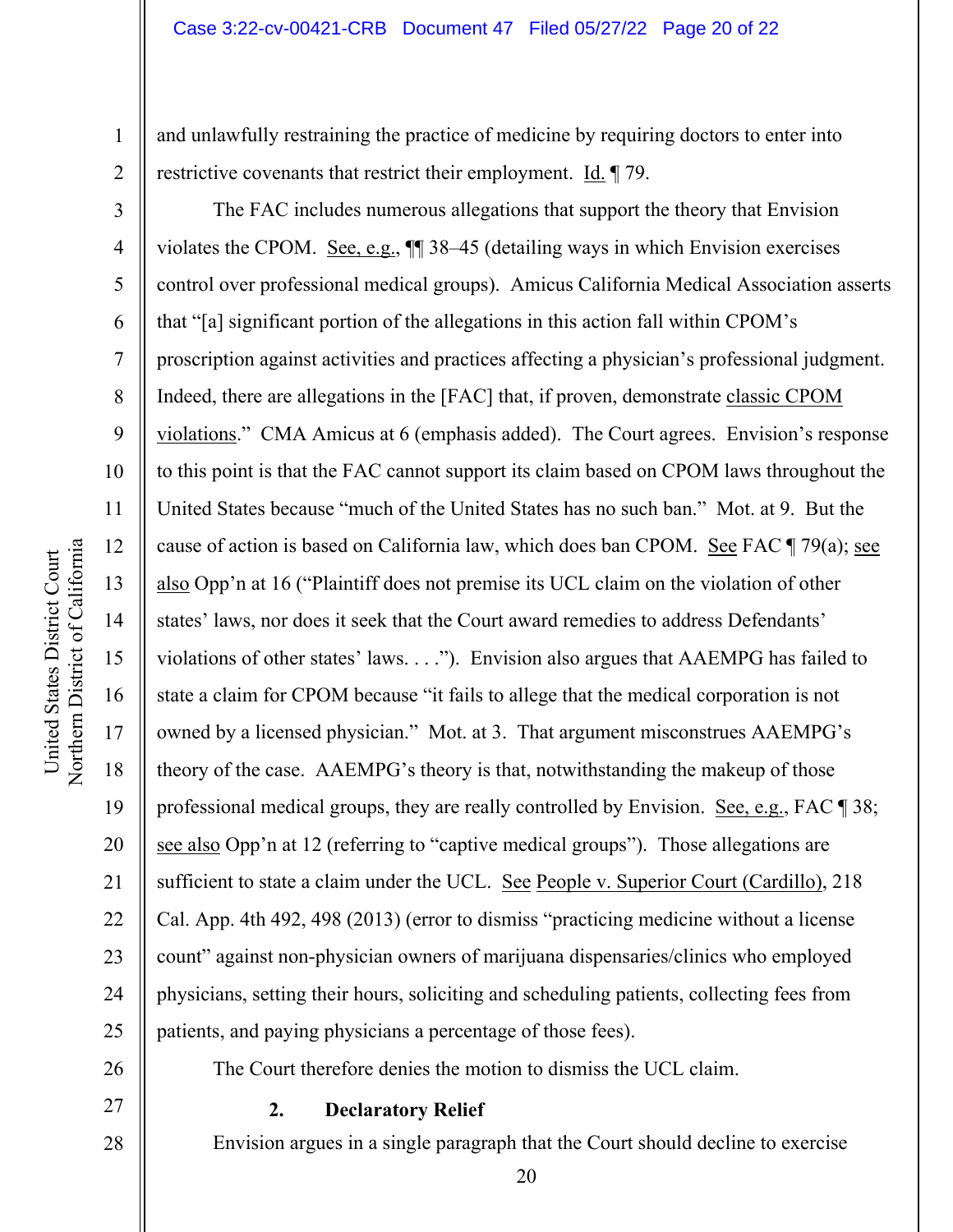and unlawfully restraining the practice of medicine by requiring doctors to enter into restrictive covenants that restrict their employment. Id. ¶ 79.

The FAC includes numerous allegations that support the theory that Envision violates the CPOM. See, e.g., ¶¶ 38–45 (detailing ways in which Envision exercises control over professional medical groups). Amicus California Medical Association asserts that "[a] significant portion of the allegations in this action fall within CPOM's proscription against activities and practices affecting a physician's professional judgment. Indeed, there are allegations in the [FAC] that, if proven, demonstrate classic CPOM violations." CMA Amicus at 6 (emphasis added). The Court agrees. Envision's response to this point is that the FAC cannot support its claim based on CPOM laws throughout the United States because "much of the United States has no such ban." Mot. at 9. But the cause of action is based on California law, which does ban CPOM. See FAC ¶ 79(a); see also Opp'n at 16 ("Plaintiff does not premise its UCL claim on the violation of other states' laws, nor does it seek that the Court award remedies to address Defendants' violations of other states' laws. . . ."). Envision also argues that AAEMPG has failed to state a claim for CPOM because "it fails to allege that the medical corporation is not owned by a licensed physician." Mot. at 3. That argument misconstrues AAEMPG's theory of the case. AAEMPG's theory is that, notwithstanding the makeup of those professional medical groups, they are really controlled by Envision. See, e.g., FAC ¶ 38; see also Opp'n at 12 (referring to "captive medical groups"). Those allegations are sufficient to state a claim under the UCL. See People v. Superior Court (Cardillo), 218 Cal. App. 4th 492, 498 (2013) (error to dismiss "practicing medicine without a license count" against non-physician owners of marijuana dispensaries/clinics who employed physicians, setting their hours, soliciting and scheduling patients, collecting fees from patients, and paying physicians a percentage of those fees).

The Court therefore denies the motion to dismiss the UCL claim.

**2. Declaratory Relief**

Envision argues in a single paragraph that the Court should decline to exercise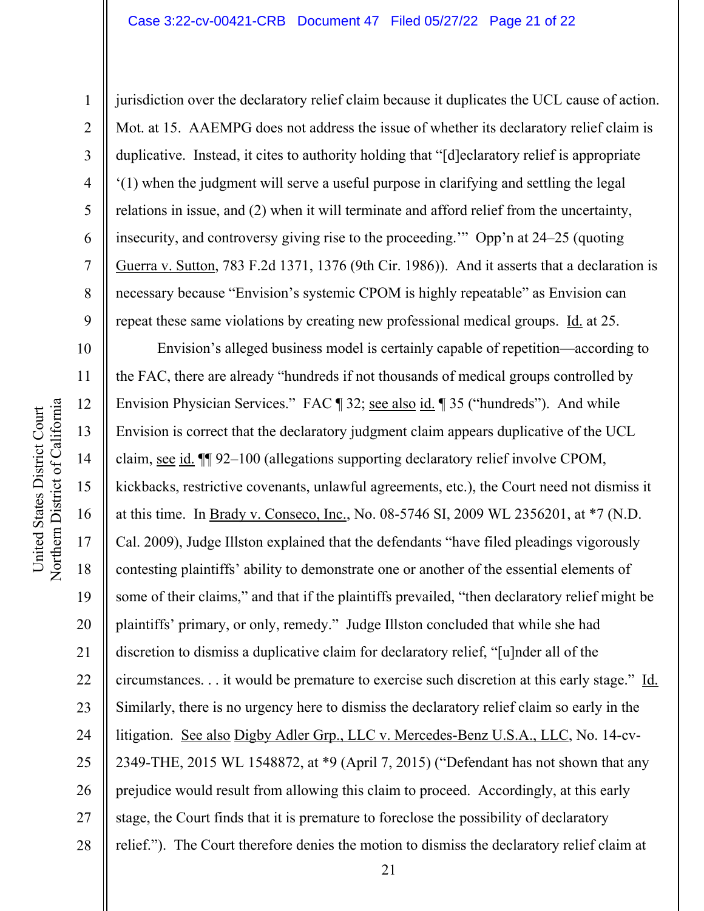jurisdiction over the declaratory relief claim because it duplicates the UCL cause of action. Mot. at 15. AAEMPG does not address the issue of whether its declaratory relief claim is duplicative. Instead, it cites to authority holding that "[d]eclaratory relief is appropriate '(1) when the judgment will serve a useful purpose in clarifying and settling the legal relations in issue, and (2) when it will terminate and afford relief from the uncertainty, insecurity, and controversy giving rise to the proceeding.'" Opp'n at 24–25 (quoting Guerra v. Sutton, 783 F.2d 1371, 1376 (9th Cir. 1986)). And it asserts that a declaration is necessary because "Envision's systemic CPOM is highly repeatable" as Envision can repeat these same violations by creating new professional medical groups. Id. at 25.

Envision's alleged business model is certainly capable of repetition—according to the FAC, there are already "hundreds if not thousands of medical groups controlled by Envision Physician Services." FAC ¶ 32; see also id. ¶ 35 ("hundreds"). And while Envision is correct that the declaratory judgment claim appears duplicative of the UCL claim, see id. ¶¶ 92–100 (allegations supporting declaratory relief involve CPOM, kickbacks, restrictive covenants, unlawful agreements, etc.), the Court need not dismiss it at this time. In Brady v. Conseco, Inc., No. 08-5746 SI, 2009 WL 2356201, at *7 (N.D. Cal. 2009), Judge Illston explained that the defendants "have filed pleadings vigorously contesting plaintiffs' ability to demonstrate one or another of the essential elements of some of their claims," and that if the plaintiffs prevailed, "then declaratory relief might be plaintiffs' primary, or only, remedy." Judge Illston concluded that while she had discretion to dismiss a duplicative claim for declaratory relief, "[u]nder all of the circumstances. . . it would be premature to exercise such discretion at this early stage." Id. Similarly, there is no urgency here to dismiss the declaratory relief claim so early in the litigation. See also Digby Adler Grp., LLC v. Mercedes-Benz U.S.A., LLC, No. 14-cv-2349-THE, 2015 WL 1548872, at *9 (April 7, 2015) ("Defendant has not shown that any prejudice would result from allowing this claim to proceed. Accordingly, at this early stage, the Court finds that it is premature to foreclose the possibility of declaratory relief."). The Court therefore denies the motion to dismiss the declaratory relief claim at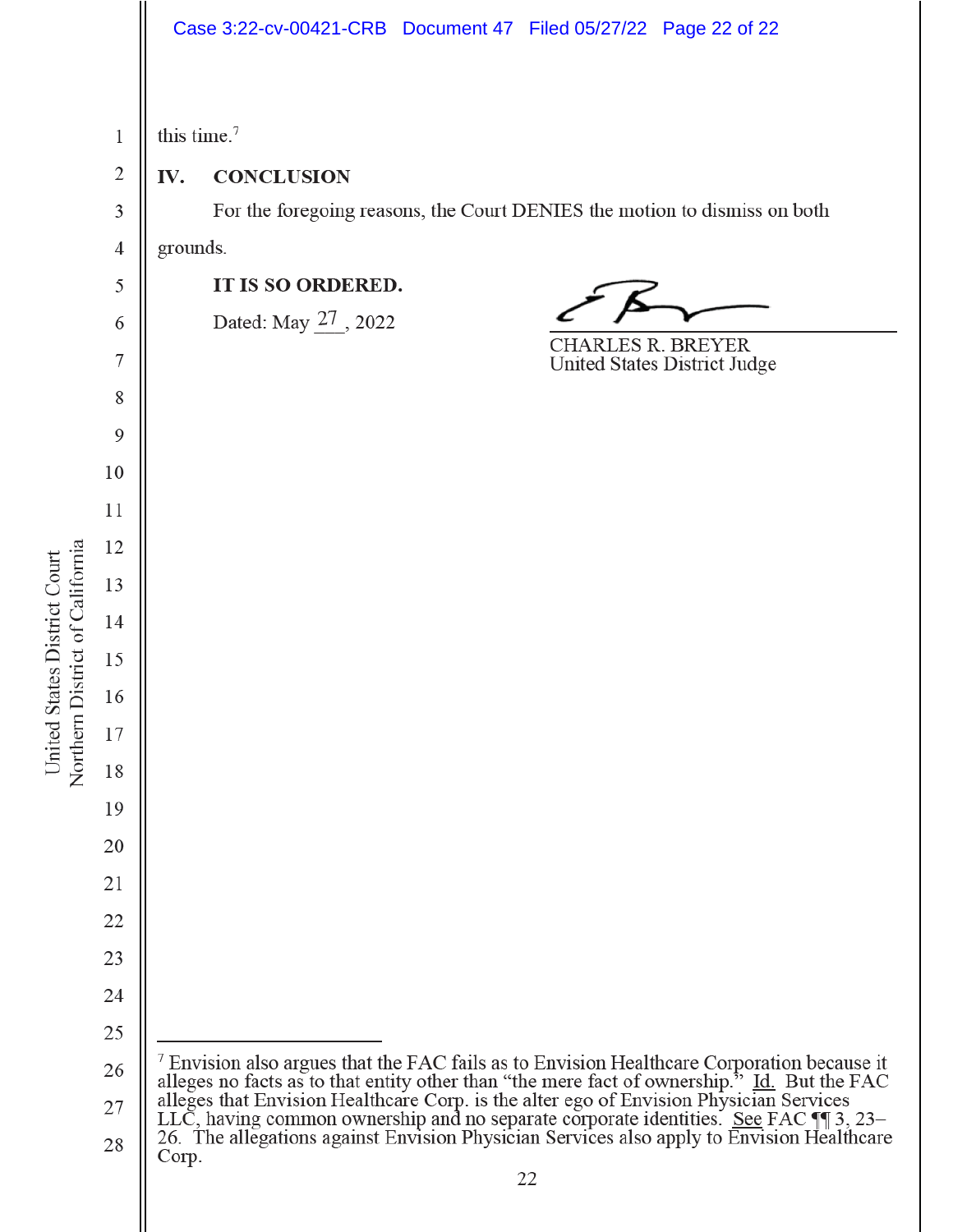this time.[7]

## IV. CONCLUSION

For the foregoing reasons, the Court DENIES the motion to dismiss on both grounds.

**IT IS SO ORDERED.**

Dated: May 27, 2022

CHARLES R. BREYER
United States District Judge

---

[7] Envision also argues that the FAC fails as to Envision Healthcare Corporation because it alleges no facts as to that entity other than "the mere fact of ownership." Id. But the FAC alleges that Envision Healthcare Corp. is the alter ego of Envision Physician Services LLC, having common ownership and no separate corporate identities. See FAC ¶¶ 3, 23–26. The allegations against Envision Physician Services also apply to Envision Healthcare Corp.